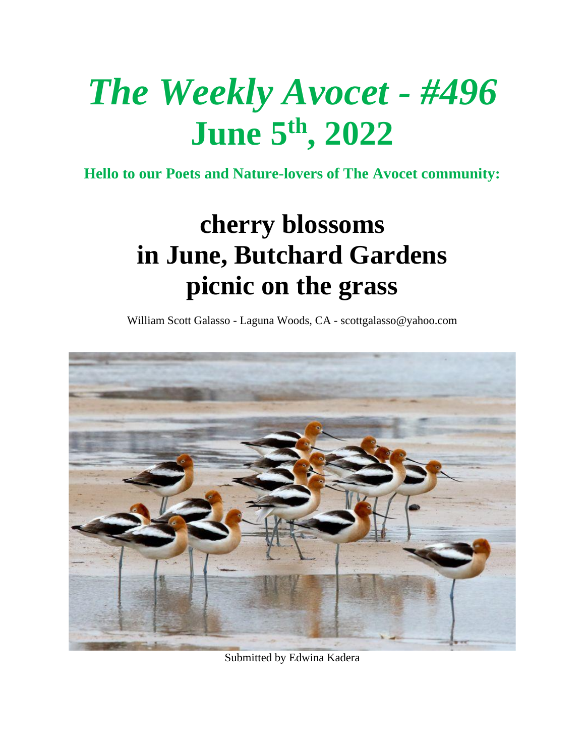# *The Weekly Avocet - #496*
# June 5th, 2022

**Hello to our Poets and Nature-lovers of The Avocet community:**

## cherry blossoms
## in June, Butchard Gardens
## picnic on the grass

William Scott Galasso - Laguna Woods, CA - scottgalasso@yahoo.com

Submitted by Edwina Kadera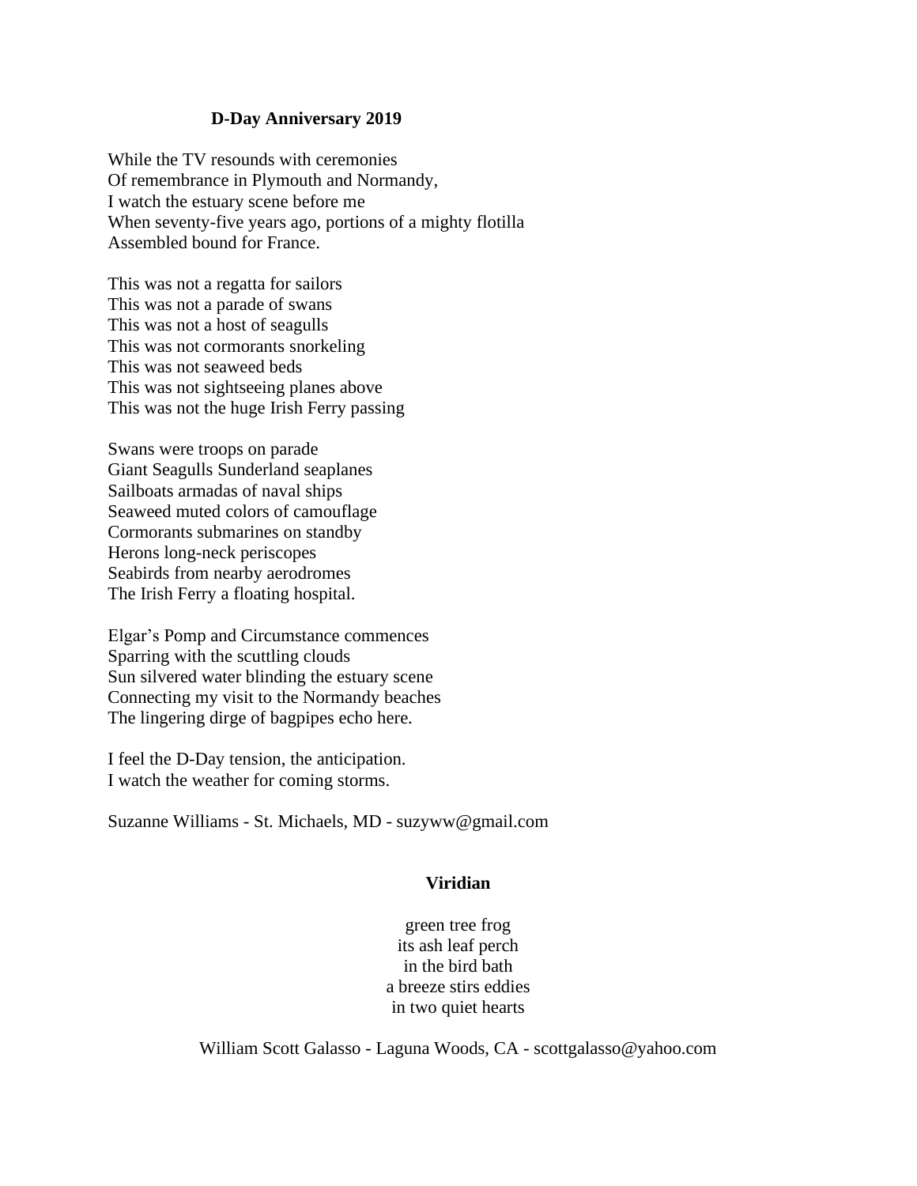**D-Day Anniversary 2019**

While the TV resounds with ceremonies  
Of remembrance in Plymouth and Normandy,  
I watch the estuary scene before me  
When seventy-five years ago, portions of a mighty flotilla  
Assembled bound for France.

This was not a regatta for sailors  
This was not a parade of swans  
This was not a host of seagulls  
This was not cormorants snorkeling  
This was not seaweed beds  
This was not sightseeing planes above  
This was not the huge Irish Ferry passing

Swans were troops on parade  
Giant Seagulls Sunderland seaplanes  
Sailboats armadas of naval ships  
Seaweed muted colors of camouflage  
Cormorants submarines on standby  
Herons long-neck periscopes  
Seabirds from nearby aerodromes  
The Irish Ferry a floating hospital.

Elgar's Pomp and Circumstance commences  
Sparring with the scuttling clouds  
Sun silvered water blinding the estuary scene  
Connecting my visit to the Normandy beaches  
The lingering dirge of bagpipes echo here.

I feel the D-Day tension, the anticipation.  
I watch the weather for coming storms.

Suzanne Williams - St. Michaels, MD - suzyww@gmail.com

**Viridian**

green tree frog  
its ash leaf perch  
in the bird bath  
a breeze stirs eddies  
in two quiet hearts

William Scott Galasso - Laguna Woods, CA - scottgalasso@yahoo.com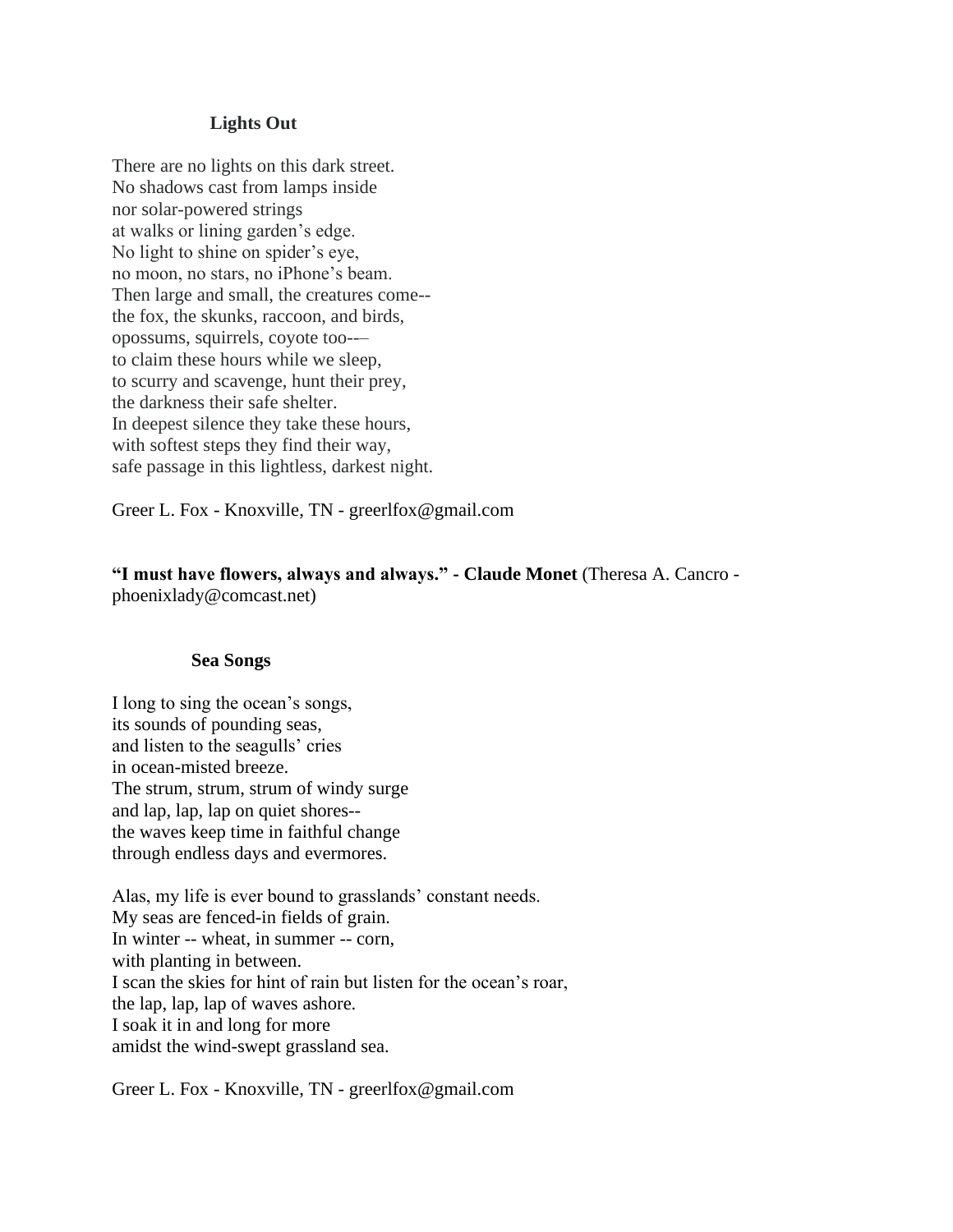### Lights Out

There are no lights on this dark street.
No shadows cast from lamps inside
nor solar-powered strings
at walks or lining garden's edge.
No light to shine on spider's eye,
no moon, no stars, no iPhone's beam.
Then large and small, the creatures come--
the fox, the skunks, raccoon, and birds,
opossums, squirrels, coyote too-–
to claim these hours while we sleep,
to scurry and scavenge, hunt their prey,
the darkness their safe shelter.
In deepest silence they take these hours,
with softest steps they find their way,
safe passage in this lightless, darkest night.

Greer L. Fox - Knoxville, TN - greerlfox@gmail.com

**"I must have flowers, always and always." - Claude Monet** (Theresa A. Cancro - phoenixlady@comcast.net)

### Sea Songs

I long to sing the ocean's songs,
its sounds of pounding seas,
and listen to the seagulls' cries
in ocean-misted breeze.
The strum, strum, strum of windy surge
and lap, lap, lap on quiet shores--
the waves keep time in faithful change
through endless days and evermores.

Alas, my life is ever bound to grasslands' constant needs.
My seas are fenced-in fields of grain.
In winter -- wheat, in summer -- corn,
with planting in between.
I scan the skies for hint of rain but listen for the ocean's roar,
the lap, lap, lap of waves ashore.
I soak it in and long for more
amidst the wind-swept grassland sea.

Greer L. Fox - Knoxville, TN - greerlfox@gmail.com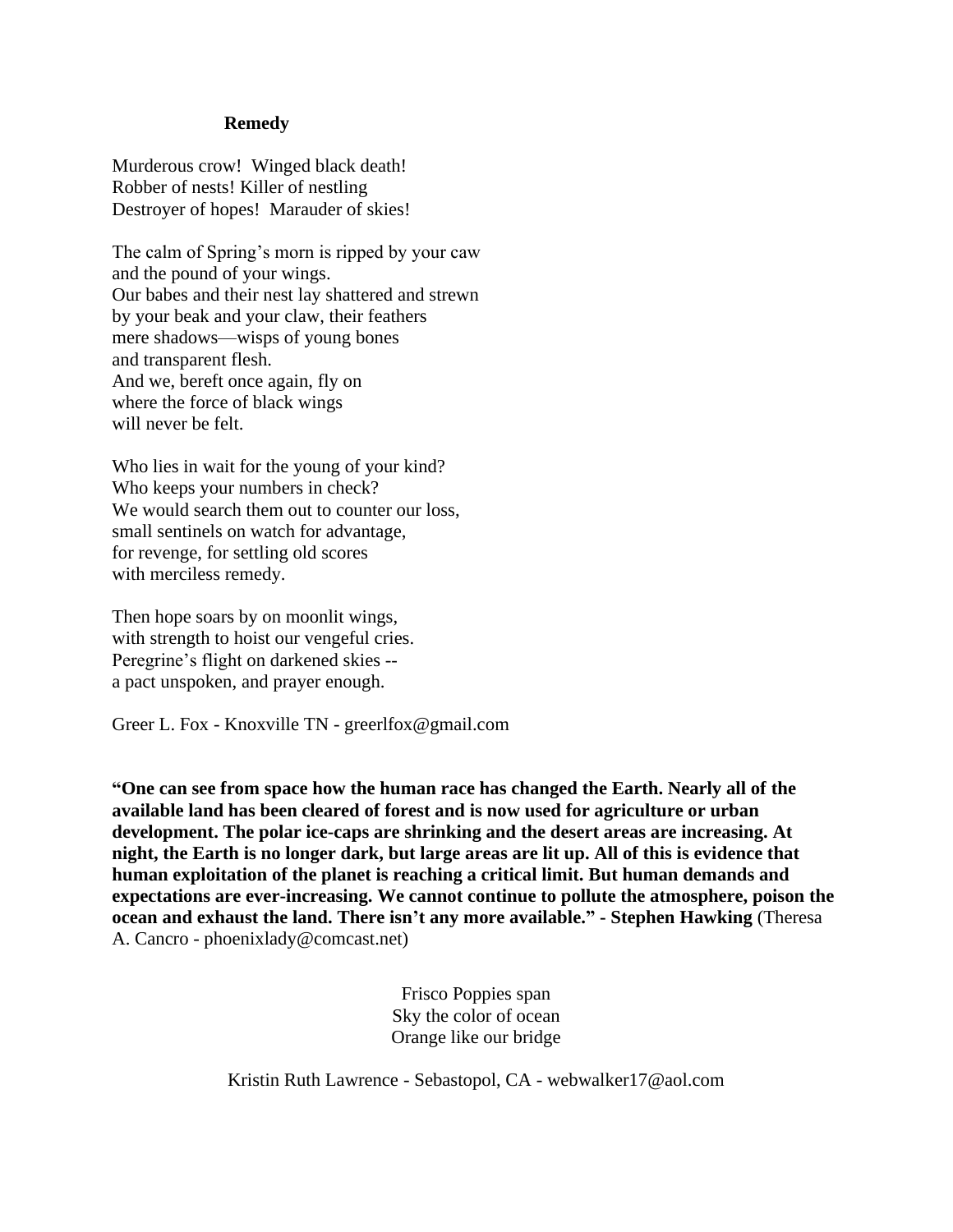**Remedy**

Murderous crow! Winged black death!  
Robber of nests! Killer of nestling  
Destroyer of hopes! Marauder of skies!

The calm of Spring's morn is ripped by your caw  
and the pound of your wings.  
Our babes and their nest lay shattered and strewn  
by your beak and your claw, their feathers  
mere shadows—wisps of young bones  
and transparent flesh.  
And we, bereft once again, fly on  
where the force of black wings  
will never be felt.

Who lies in wait for the young of your kind?  
Who keeps your numbers in check?  
We would search them out to counter our loss,  
small sentinels on watch for advantage,  
for revenge, for settling old scores  
with merciless remedy.

Then hope soars by on moonlit wings,  
with strength to hoist our vengeful cries.  
Peregrine's flight on darkened skies --  
a pact unspoken, and prayer enough.

Greer L. Fox - Knoxville TN - greerlfox@gmail.com

**"One can see from space how the human race has changed the Earth. Nearly all of the available land has been cleared of forest and is now used for agriculture or urban development. The polar ice-caps are shrinking and the desert areas are increasing. At night, the Earth is no longer dark, but large areas are lit up. All of this is evidence that human exploitation of the planet is reaching a critical limit. But human demands and expectations are ever-increasing. We cannot continue to pollute the atmosphere, poison the ocean and exhaust the land. There isn't any more available." - Stephen Hawking** (Theresa A. Cancro - phoenixlady@comcast.net)

Frisco Poppies span  
Sky the color of ocean  
Orange like our bridge

Kristin Ruth Lawrence - Sebastopol, CA - webwalker17@aol.com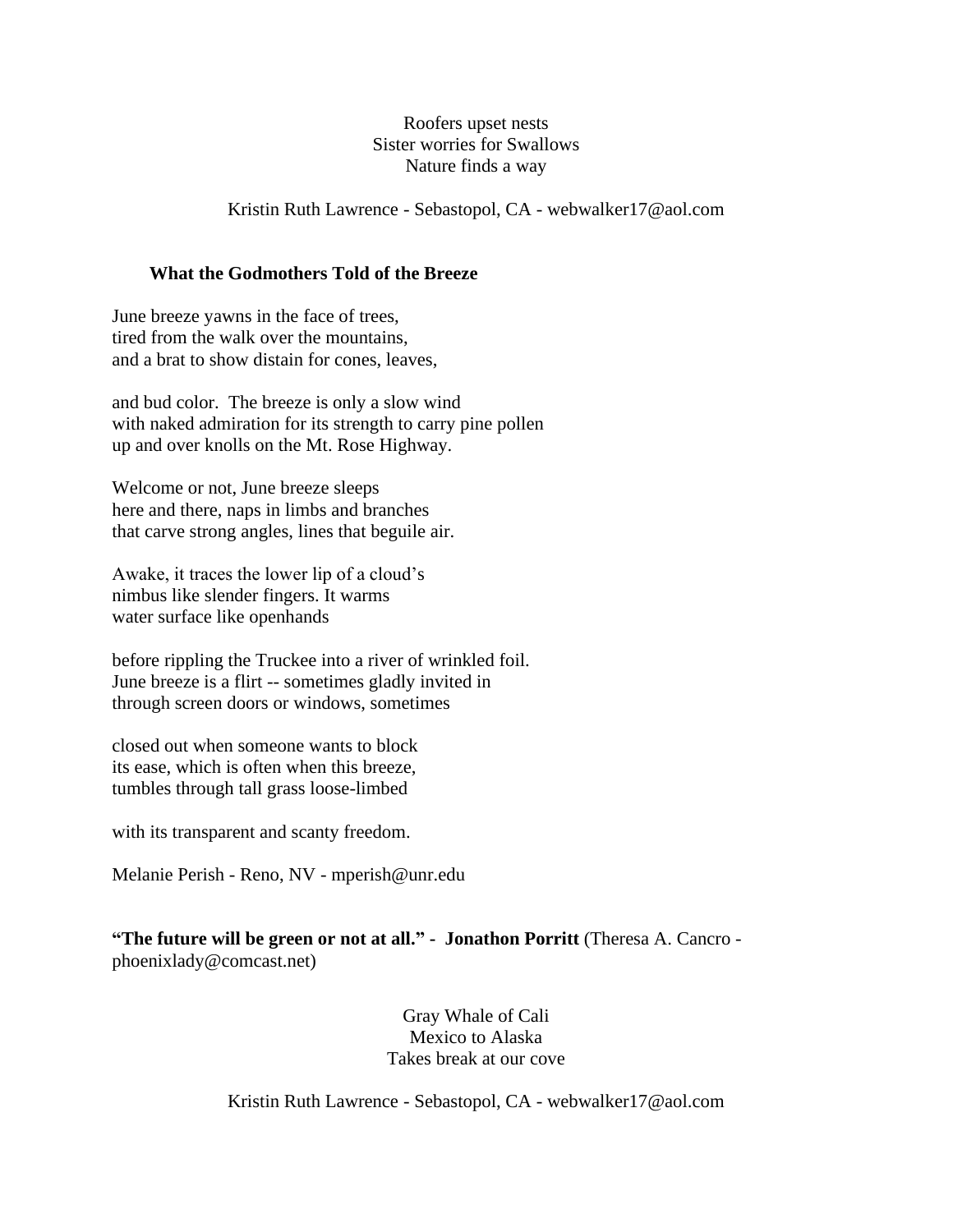Roofers upset nests  
Sister worries for Swallows  
Nature finds a way

Kristin Ruth Lawrence - Sebastopol, CA - webwalker17@aol.com

### What the Godmothers Told of the Breeze

June breeze yawns in the face of trees,  
tired from the walk over the mountains,  
and a brat to show distain for cones, leaves,

and bud color.  The breeze is only a slow wind  
with naked admiration for its strength to carry pine pollen  
up and over knolls on the Mt. Rose Highway.

Welcome or not, June breeze sleeps  
here and there, naps in limbs and branches  
that carve strong angles, lines that beguile air.

Awake, it traces the lower lip of a cloud's  
nimbus like slender fingers. It warms  
water surface like openhands

before rippling the Truckee into a river of wrinkled foil.  
June breeze is a flirt -- sometimes gladly invited in  
through screen doors or windows, sometimes

closed out when someone wants to block  
its ease, which is often when this breeze,  
tumbles through tall grass loose-limbed

with its transparent and scanty freedom.

Melanie Perish - Reno, NV - mperish@unr.edu

**"The future will be green or not at all." -  Jonathon Porritt** (Theresa A. Cancro - phoenixlady@comcast.net)

Gray Whale of Cali  
Mexico to Alaska  
Takes break at our cove

Kristin Ruth Lawrence - Sebastopol, CA - webwalker17@aol.com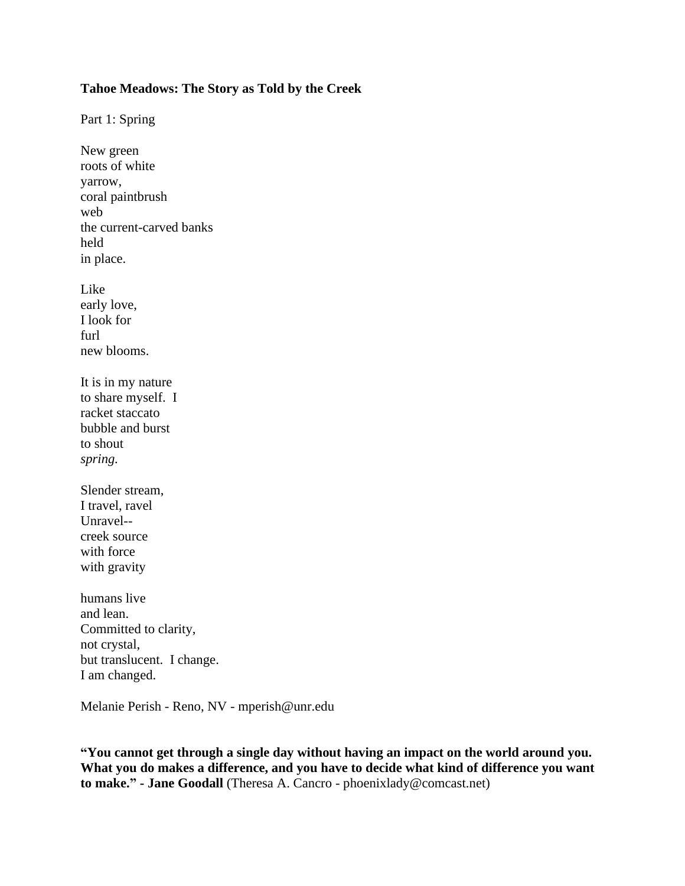**Tahoe Meadows: The Story as Told by the Creek**

Part 1: Spring

New green  
roots of white  
yarrow,  
coral paintbrush  
web  
the current-carved banks  
held  
in place.

Like  
early love,  
I look for  
furl  
new blooms.

It is in my nature  
to share myself.  I  
racket staccato  
bubble and burst  
to shout  
*spring.*

Slender stream,  
I travel, ravel  
Unravel--  
creek source  
with force  
with gravity

humans live  
and lean.  
Committed to clarity,  
not crystal,  
but translucent.  I change.  
I am changed.

Melanie Perish - Reno, NV - mperish@unr.edu

**"You cannot get through a single day without having an impact on the world around you. What you do makes a difference, and you have to decide what kind of difference you want to make." - Jane Goodall** (Theresa A. Cancro - phoenixlady@comcast.net)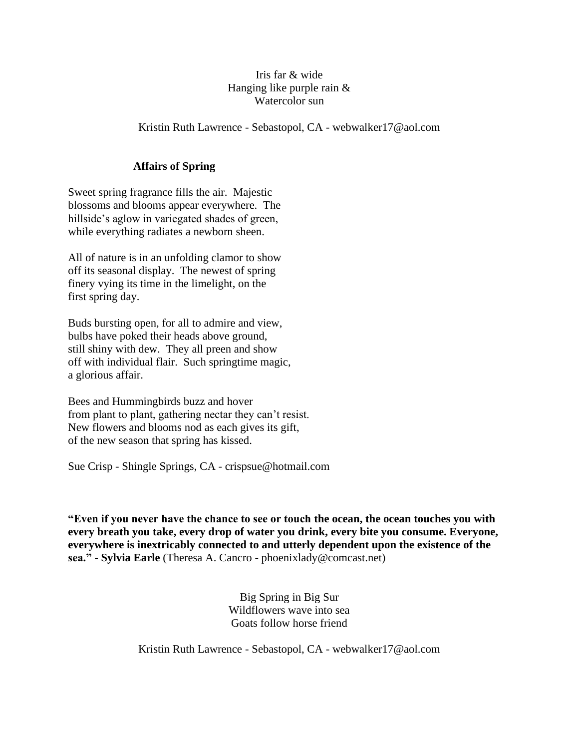Iris far & wide  
Hanging like purple rain &  
Watercolor sun

Kristin Ruth Lawrence - Sebastopol, CA - webwalker17@aol.com

**Affairs of Spring**

Sweet spring fragrance fills the air. Majestic  
blossoms and blooms appear everywhere. The  
hillside's aglow in variegated shades of green,  
while everything radiates a newborn sheen.

All of nature is in an unfolding clamor to show  
off its seasonal display. The newest of spring  
finery vying its time in the limelight, on the  
first spring day.

Buds bursting open, for all to admire and view,  
bulbs have poked their heads above ground,  
still shiny with dew. They all preen and show  
off with individual flair. Such springtime magic,  
a glorious affair.

Bees and Hummingbirds buzz and hover  
from plant to plant, gathering nectar they can't resist.  
New flowers and blooms nod as each gives its gift,  
of the new season that spring has kissed.

Sue Crisp - Shingle Springs, CA - crispsue@hotmail.com

**"Even if you never have the chance to see or touch the ocean, the ocean touches you with every breath you take, every drop of water you drink, every bite you consume. Everyone, everywhere is inextricably connected to and utterly dependent upon the existence of the sea." - Sylvia Earle** (Theresa A. Cancro - phoenixlady@comcast.net)

Big Spring in Big Sur  
Wildflowers wave into sea  
Goats follow horse friend

Kristin Ruth Lawrence - Sebastopol, CA - webwalker17@aol.com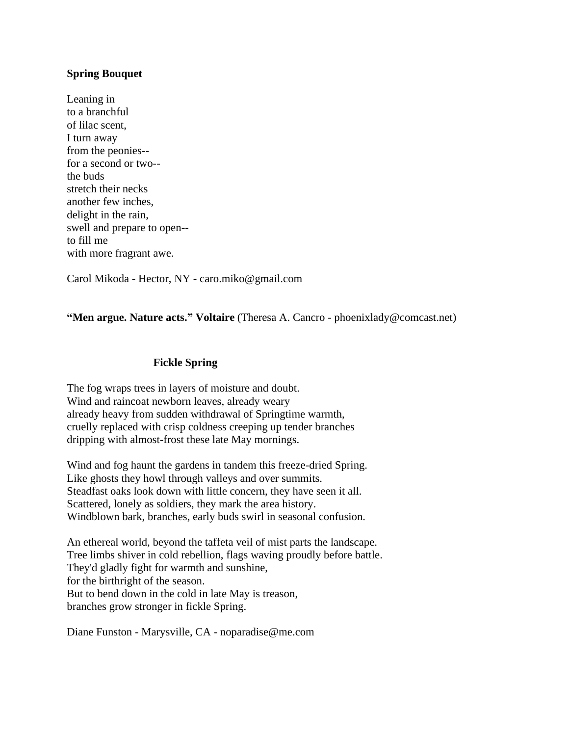**Spring Bouquet**

Leaning in  
to a branchful  
of lilac scent,  
I turn away  
from the peonies--  
for a second or two--  
the buds  
stretch their necks  
another few inches,  
delight in the rain,  
swell and prepare to open--  
to fill me  
with more fragrant awe.

Carol Mikoda - Hector, NY - caro.miko@gmail.com

**"Men argue. Nature acts." Voltaire** (Theresa A. Cancro - phoenixlady@comcast.net)

**Fickle Spring**

The fog wraps trees in layers of moisture and doubt.  
Wind and raincoat newborn leaves, already weary  
already heavy from sudden withdrawal of Springtime warmth,  
cruelly replaced with crisp coldness creeping up tender branches  
dripping with almost-frost these late May mornings.

Wind and fog haunt the gardens in tandem this freeze-dried Spring.  
Like ghosts they howl through valleys and over summits.  
Steadfast oaks look down with little concern, they have seen it all.  
Scattered, lonely as soldiers, they mark the area history.  
Windblown bark, branches, early buds swirl in seasonal confusion.

An ethereal world, beyond the taffeta veil of mist parts the landscape.  
Tree limbs shiver in cold rebellion, flags waving proudly before battle.  
They'd gladly fight for warmth and sunshine,  
for the birthright of the season.  
But to bend down in the cold in late May is treason,  
branches grow stronger in fickle Spring.

Diane Funston - Marysville, CA - noparadise@me.com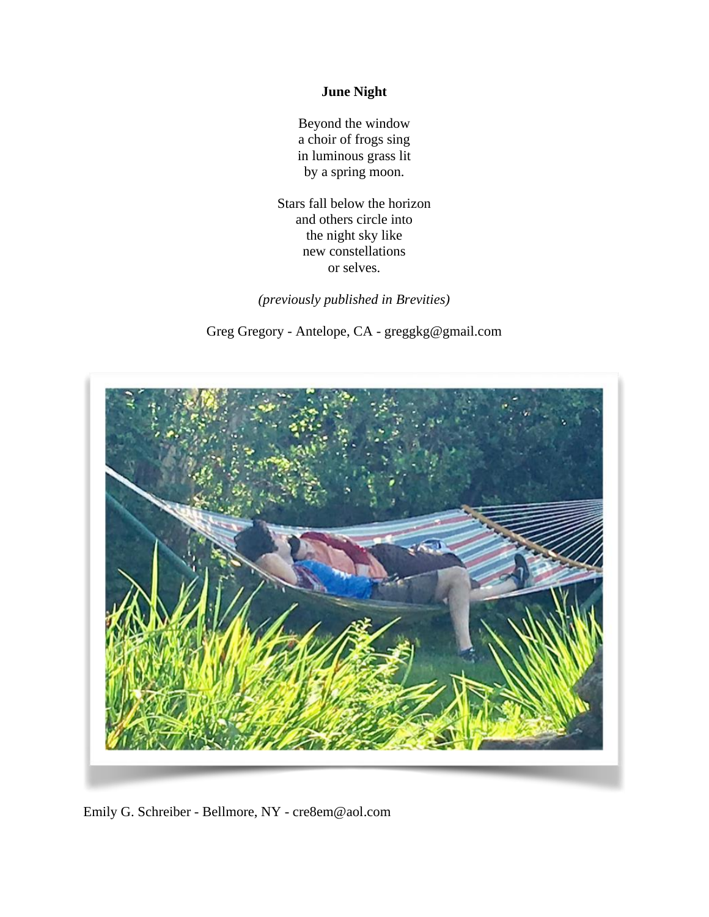**June Night**

Beyond the window  
a choir of frogs sing  
in luminous grass lit  
by a spring moon.

Stars fall below the horizon  
and others circle into  
the night sky like  
new constellations  
or selves.

*(previously published in Brevities)*

Greg Gregory - Antelope, CA - greggkg@gmail.com

Emily G. Schreiber - Bellmore, NY - cre8em@aol.com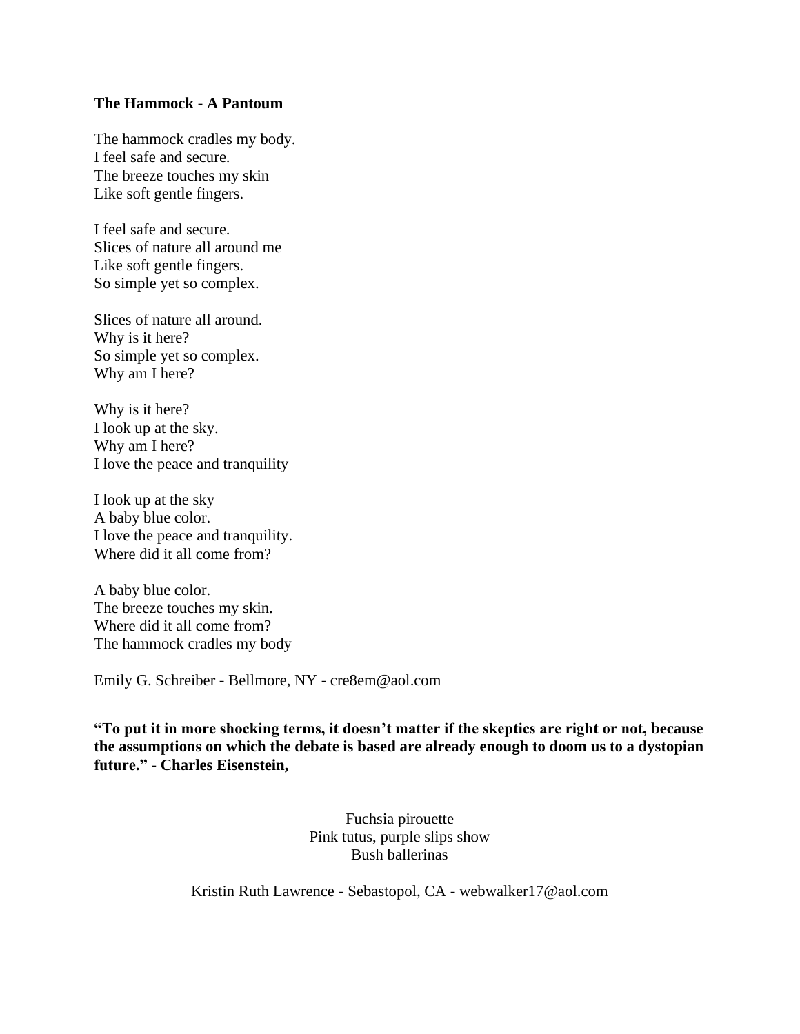**The Hammock - A Pantoum**

The hammock cradles my body.  
I feel safe and secure.  
The breeze touches my skin  
Like soft gentle fingers.

I feel safe and secure.  
Slices of nature all around me  
Like soft gentle fingers.  
So simple yet so complex.

Slices of nature all around.  
Why is it here?  
So simple yet so complex.  
Why am I here?

Why is it here?  
I look up at the sky.  
Why am I here?  
I love the peace and tranquility

I look up at the sky  
A baby blue color.  
I love the peace and tranquility.  
Where did it all come from?

A baby blue color.  
The breeze touches my skin.  
Where did it all come from?  
The hammock cradles my body

Emily G. Schreiber - Bellmore, NY - cre8em@aol.com

**"To put it in more shocking terms, it doesn't matter if the skeptics are right or not, because the assumptions on which the debate is based are already enough to doom us to a dystopian future." - Charles Eisenstein,**

Fuchsia pirouette  
Pink tutus, purple slips show  
Bush ballerinas

Kristin Ruth Lawrence - Sebastopol, CA - webwalker17@aol.com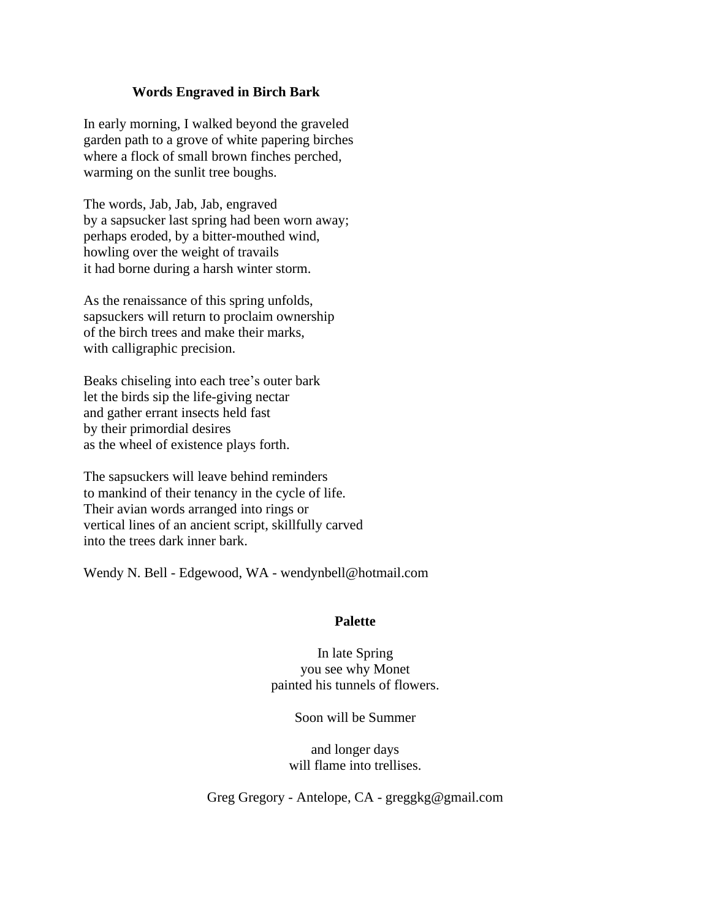### Words Engraved in Birch Bark

In early morning, I walked beyond the graveled
garden path to a grove of white papering birches
where a flock of small brown finches perched,
warming on the sunlit tree boughs.

The words, Jab, Jab, Jab, engraved
by a sapsucker last spring had been worn away;
perhaps eroded, by a bitter-mouthed wind,
howling over the weight of travails
it had borne during a harsh winter storm.

As the renaissance of this spring unfolds,
sapsuckers will return to proclaim ownership
of the birch trees and make their marks,
with calligraphic precision.

Beaks chiseling into each tree's outer bark
let the birds sip the life-giving nectar
and gather errant insects held fast
by their primordial desires
as the wheel of existence plays forth.

The sapsuckers will leave behind reminders
to mankind of their tenancy in the cycle of life.
Their avian words arranged into rings or
vertical lines of an ancient script, skillfully carved
into the trees dark inner bark.

Wendy N. Bell - Edgewood, WA - wendynbell@hotmail.com

### Palette

In late Spring
you see why Monet
painted his tunnels of flowers.

Soon will be Summer

and longer days
will flame into trellises.

Greg Gregory - Antelope, CA - greggkg@gmail.com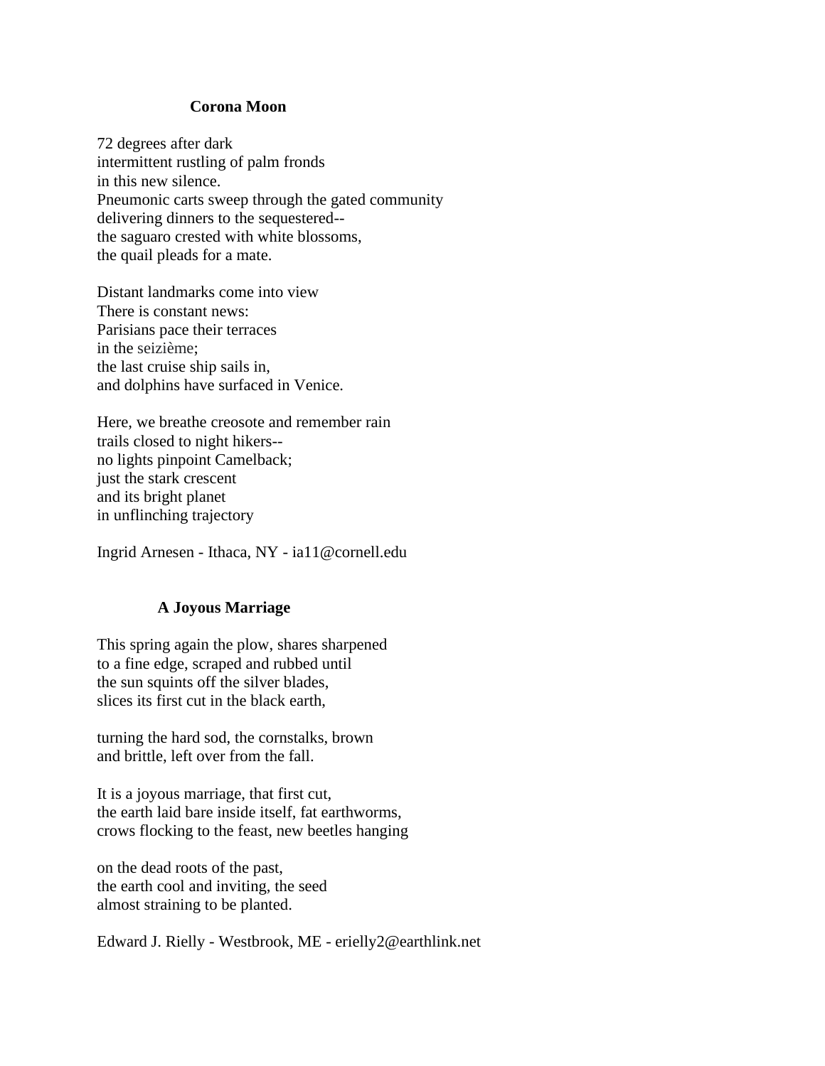**Corona Moon**

72 degrees after dark  
intermittent rustling of palm fronds  
in this new silence.  
Pneumonic carts sweep through the gated community  
delivering dinners to the sequestered--  
the saguaro crested with white blossoms,  
the quail pleads for a mate.

Distant landmarks come into view  
There is constant news:  
Parisians pace their terraces  
in the seizième;  
the last cruise ship sails in,  
and dolphins have surfaced in Venice.

Here, we breathe creosote and remember rain  
trails closed to night hikers--  
no lights pinpoint Camelback;  
just the stark crescent  
and its bright planet  
in unflinching trajectory

Ingrid Arnesen - Ithaca, NY - ia11@cornell.edu

**A Joyous Marriage**

This spring again the plow, shares sharpened  
to a fine edge, scraped and rubbed until  
the sun squints off the silver blades,  
slices its first cut in the black earth,

turning the hard sod, the cornstalks, brown  
and brittle, left over from the fall.

It is a joyous marriage, that first cut,  
the earth laid bare inside itself, fat earthworms,  
crows flocking to the feast, new beetles hanging

on the dead roots of the past,  
the earth cool and inviting, the seed  
almost straining to be planted.

Edward J. Rielly - Westbrook, ME - erielly2@earthlink.net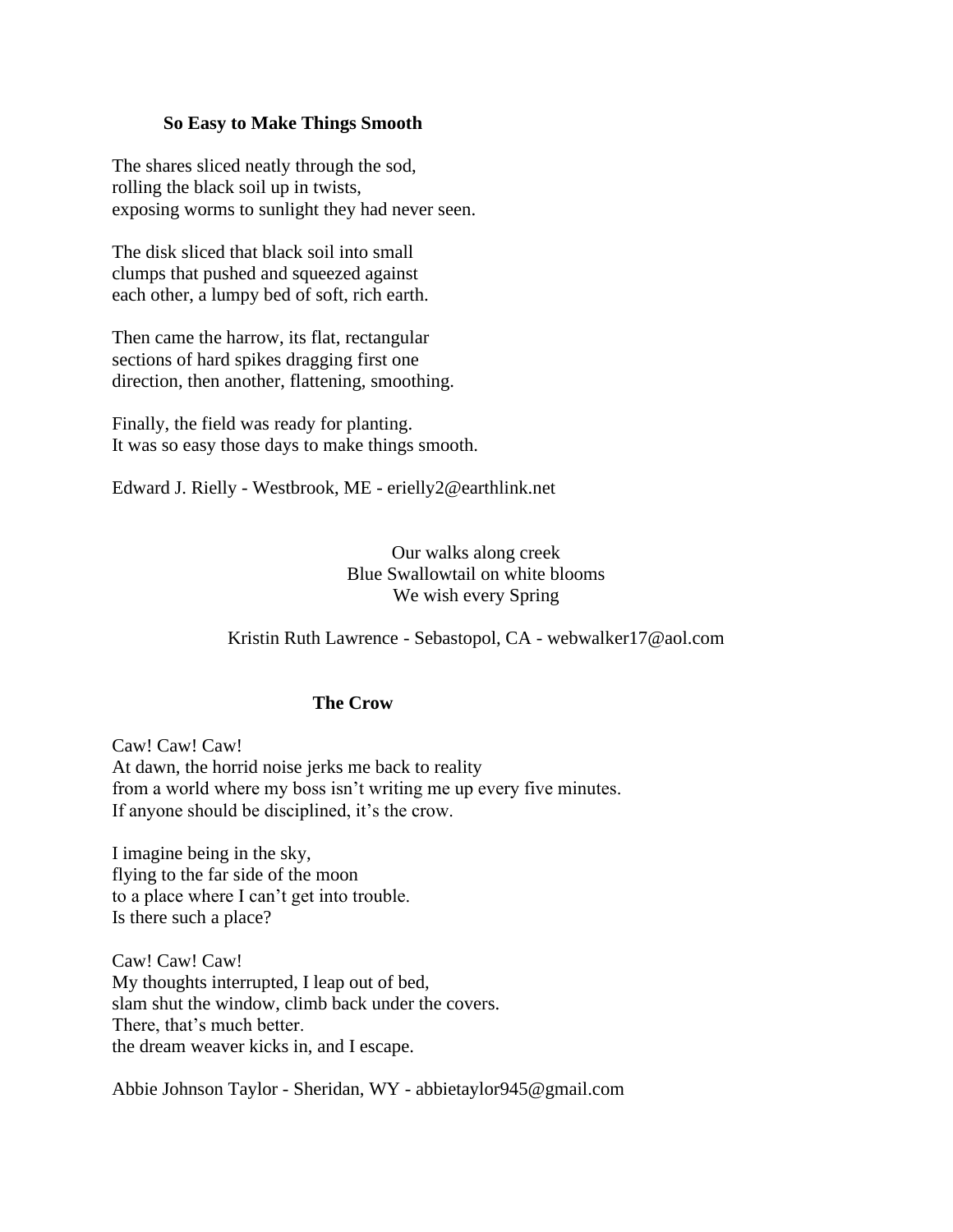**So Easy to Make Things Smooth**

The shares sliced neatly through the sod,  
rolling the black soil up in twists,  
exposing worms to sunlight they had never seen.

The disk sliced that black soil into small  
clumps that pushed and squeezed against  
each other, a lumpy bed of soft, rich earth.

Then came the harrow, its flat, rectangular  
sections of hard spikes dragging first one  
direction, then another, flattening, smoothing.

Finally, the field was ready for planting.  
It was so easy those days to make things smooth.

Edward J. Rielly - Westbrook, ME - erielly2@earthlink.net

Our walks along creek  
Blue Swallowtail on white blooms  
We wish every Spring

Kristin Ruth Lawrence - Sebastopol, CA - webwalker17@aol.com

**The Crow**

Caw! Caw! Caw!  
At dawn, the horrid noise jerks me back to reality  
from a world where my boss isn't writing me up every five minutes.  
If anyone should be disciplined, it's the crow.

I imagine being in the sky,  
flying to the far side of the moon  
to a place where I can't get into trouble.  
Is there such a place?

Caw! Caw! Caw!  
My thoughts interrupted, I leap out of bed,  
slam shut the window, climb back under the covers.  
There, that's much better.  
the dream weaver kicks in, and I escape.

Abbie Johnson Taylor - Sheridan, WY - abbietaylor945@gmail.com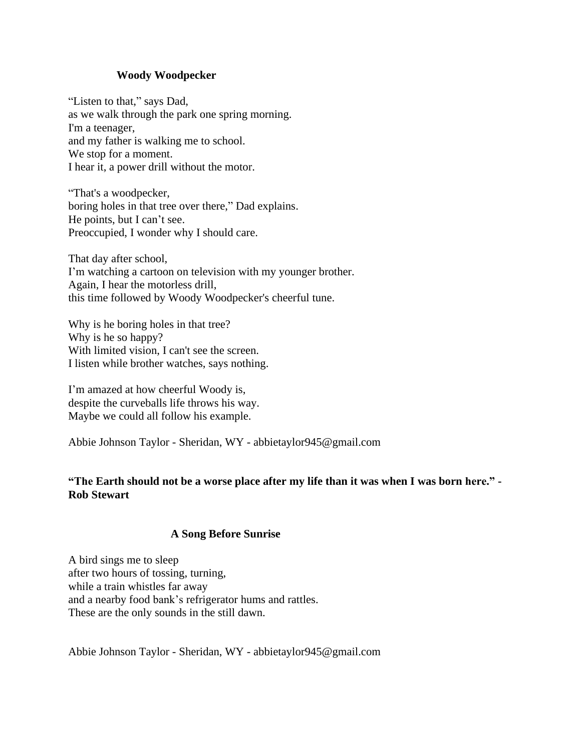## Woody Woodpecker

"Listen to that," says Dad,
as we walk through the park one spring morning.
I'm a teenager,
and my father is walking me to school.
We stop for a moment.
I hear it, a power drill without the motor.

"That's a woodpecker,
boring holes in that tree over there," Dad explains.
He points, but I can't see.
Preoccupied, I wonder why I should care.

That day after school,
I'm watching a cartoon on television with my younger brother.
Again, I hear the motorless drill,
this time followed by Woody Woodpecker's cheerful tune.

Why is he boring holes in that tree?
Why is he so happy?
With limited vision, I can't see the screen.
I listen while brother watches, says nothing.

I'm amazed at how cheerful Woody is,
despite the curveballs life throws his way.
Maybe we could all follow his example.

Abbie Johnson Taylor - Sheridan, WY - abbietaylor945@gmail.com

**"The Earth should not be a worse place after my life than it was when I was born here." - Rob Stewart**

## A Song Before Sunrise

A bird sings me to sleep
after two hours of tossing, turning,
while a train whistles far away
and a nearby food bank's refrigerator hums and rattles.
These are the only sounds in the still dawn.

Abbie Johnson Taylor - Sheridan, WY - abbietaylor945@gmail.com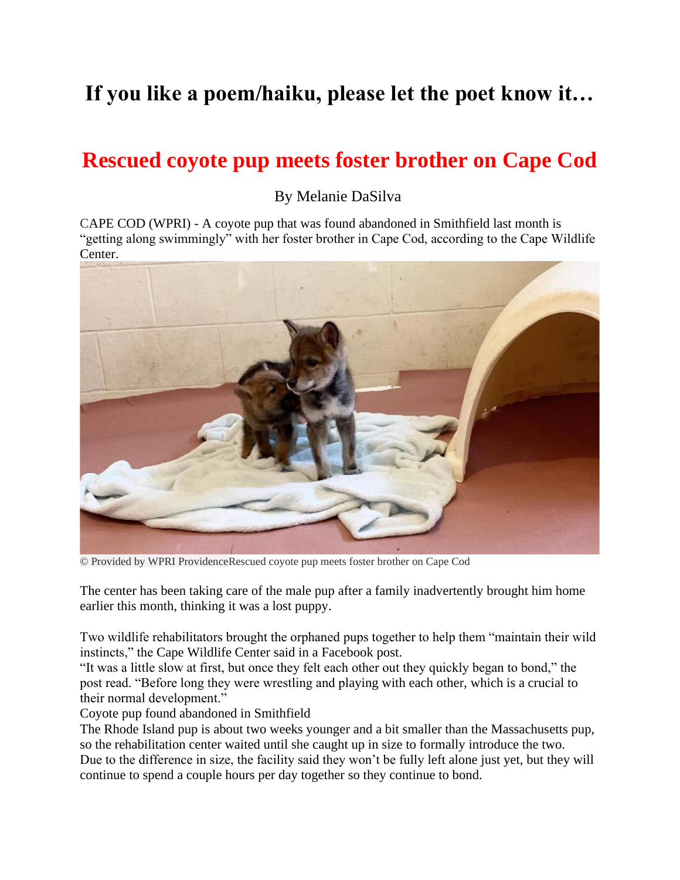# If you like a poem/haiku, please let the poet know it…

## Rescued coyote pup meets foster brother on Cape Cod

By Melanie DaSilva

CAPE COD (WPRI) - A coyote pup that was found abandoned in Smithfield last month is "getting along swimmingly" with her foster brother in Cape Cod, according to the Cape Wildlife Center.

© Provided by WPRI ProvidenceRescued coyote pup meets foster brother on Cape Cod

The center has been taking care of the male pup after a family inadvertently brought him home earlier this month, thinking it was a lost puppy.

Two wildlife rehabilitators brought the orphaned pups together to help them "maintain their wild instincts," the Cape Wildlife Center said in a Facebook post.

"It was a little slow at first, but once they felt each other out they quickly began to bond," the post read. "Before long they were wrestling and playing with each other, which is a crucial to their normal development."

Coyote pup found abandoned in Smithfield

The Rhode Island pup is about two weeks younger and a bit smaller than the Massachusetts pup, so the rehabilitation center waited until she caught up in size to formally introduce the two.

Due to the difference in size, the facility said they won't be fully left alone just yet, but they will continue to spend a couple hours per day together so they continue to bond.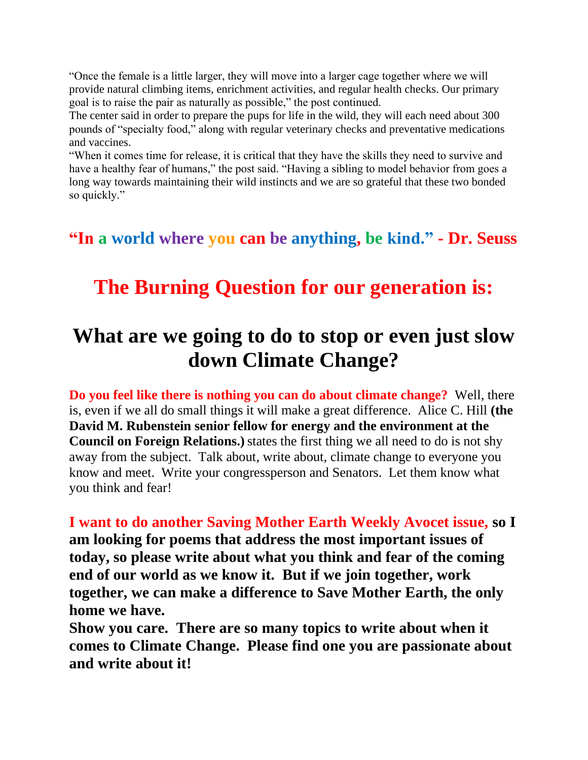"Once the female is a little larger, they will move into a larger cage together where we will provide natural climbing items, enrichment activities, and regular health checks. Our primary goal is to raise the pair as naturally as possible," the post continued.

The center said in order to prepare the pups for life in the wild, they will each need about 300 pounds of "specialty food," along with regular veterinary checks and preventative medications and vaccines.

"When it comes time for release, it is critical that they have the skills they need to survive and have a healthy fear of humans," the post said. "Having a sibling to model behavior from goes a long way towards maintaining their wild instincts and we are so grateful that these two bonded so quickly."

**"In a world where you can be anything, be kind." - Dr. Seuss**

## The Burning Question for our generation is:

## What are we going to do to stop or even just slow down Climate Change?

**Do you feel like there is nothing you can do about climate change?** Well, there is, even if we all do small things it will make a great difference. Alice C. Hill **(the David M. Rubenstein senior fellow for energy and the environment at the Council on Foreign Relations.)** states the first thing we all need to do is not shy away from the subject. Talk about, write about, climate change to everyone you know and meet. Write your congressperson and Senators. Let them know what you think and fear!

**I want to do another Saving Mother Earth Weekly Avocet issue, so I am looking for poems that address the most important issues of today, so please write about what you think and fear of the coming end of our world as we know it. But if we join together, work together, we can make a difference to Save Mother Earth, the only home we have.**

**Show you care. There are so many topics to write about when it comes to Climate Change. Please find one you are passionate about and write about it!**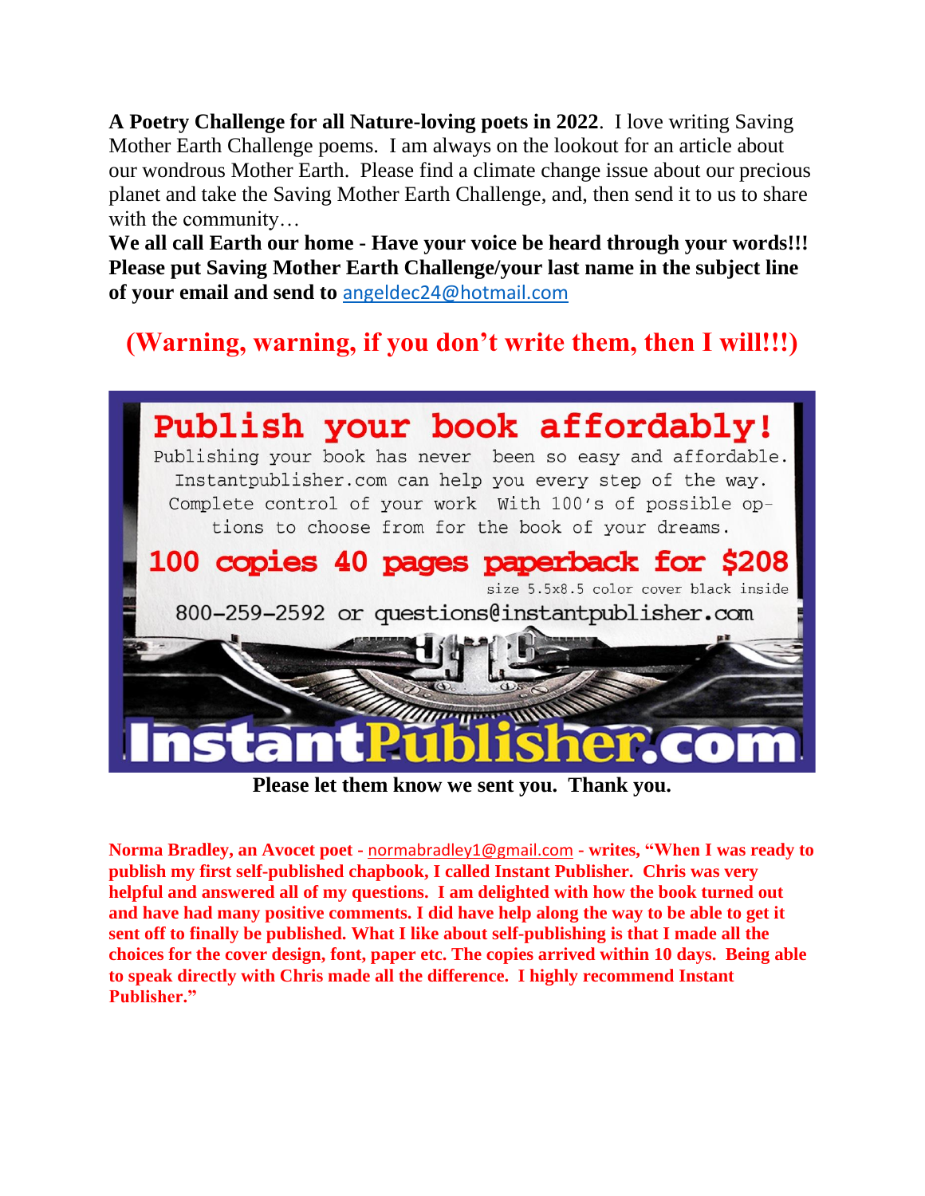**A Poetry Challenge for all Nature-loving poets in 2022**. I love writing Saving Mother Earth Challenge poems. I am always on the lookout for an article about our wondrous Mother Earth. Please find a climate change issue about our precious planet and take the Saving Mother Earth Challenge, and, then send it to us to share with the community…

**We all call Earth our home - Have your voice be heard through your words!!! Please put Saving Mother Earth Challenge/your last name in the subject line of your email and send to** angeldec24@hotmail.com

**(Warning, warning, if you don't write them, then I will!!!)**

**Publish your book affordably!**

Publishing your book has never been so easy and affordable. Instantpublisher.com can help you every step of the way. Complete control of your work With 100's of possible options to choose from for the book of your dreams.

**100 copies 40 pages paperback for $208**

size 5.5x8.5 color cover black inside

800-259-2592 or questions@instantpublisher.com

**InstantPublisher.com**

**Please let them know we sent you. Thank you.**

**Norma Bradley, an Avocet poet -** normabradley1@gmail.com **- writes, "When I was ready to publish my first self-published chapbook, I called Instant Publisher. Chris was very helpful and answered all of my questions. I am delighted with how the book turned out and have had many positive comments. I did have help along the way to be able to get it sent off to finally be published. What I like about self-publishing is that I made all the choices for the cover design, font, paper etc. The copies arrived within 10 days. Being able to speak directly with Chris made all the difference. I highly recommend Instant Publisher."**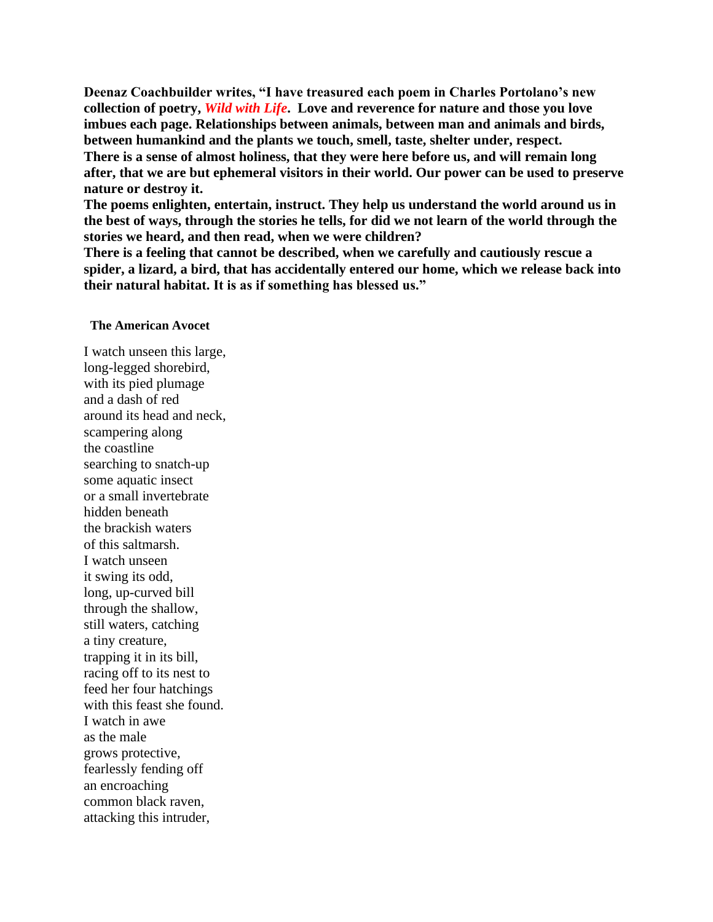**Deenaz Coachbuilder writes, "I have treasured each poem in Charles Portolano's new collection of poetry, *Wild with Life*. Love and reverence for nature and those you love imbues each page. Relationships between animals, between man and animals and birds, between humankind and the plants we touch, smell, taste, shelter under, respect.**
**There is a sense of almost holiness, that they were here before us, and will remain long after, that we are but ephemeral visitors in their world. Our power can be used to preserve nature or destroy it.**
**The poems enlighten, entertain, instruct. They help us understand the world around us in the best of ways, through the stories he tells, for did we not learn of the world through the stories we heard, and then read, when we were children?**
**There is a feeling that cannot be described, when we carefully and cautiously rescue a spider, a lizard, a bird, that has accidentally entered our home, which we release back into their natural habitat. It is as if something has blessed us."**

**The American Avocet**

I watch unseen this large,
long-legged shorebird,
with its pied plumage
and a dash of red
around its head and neck,
scampering along
the coastline
searching to snatch-up
some aquatic insect
or a small invertebrate
hidden beneath
the brackish waters
of this saltmarsh.
I watch unseen
it swing its odd,
long, up-curved bill
through the shallow,
still waters, catching
a tiny creature,
trapping it in its bill,
racing off to its nest to
feed her four hatchings
with this feast she found.
I watch in awe
as the male
grows protective,
fearlessly fending off
an encroaching
common black raven,
attacking this intruder,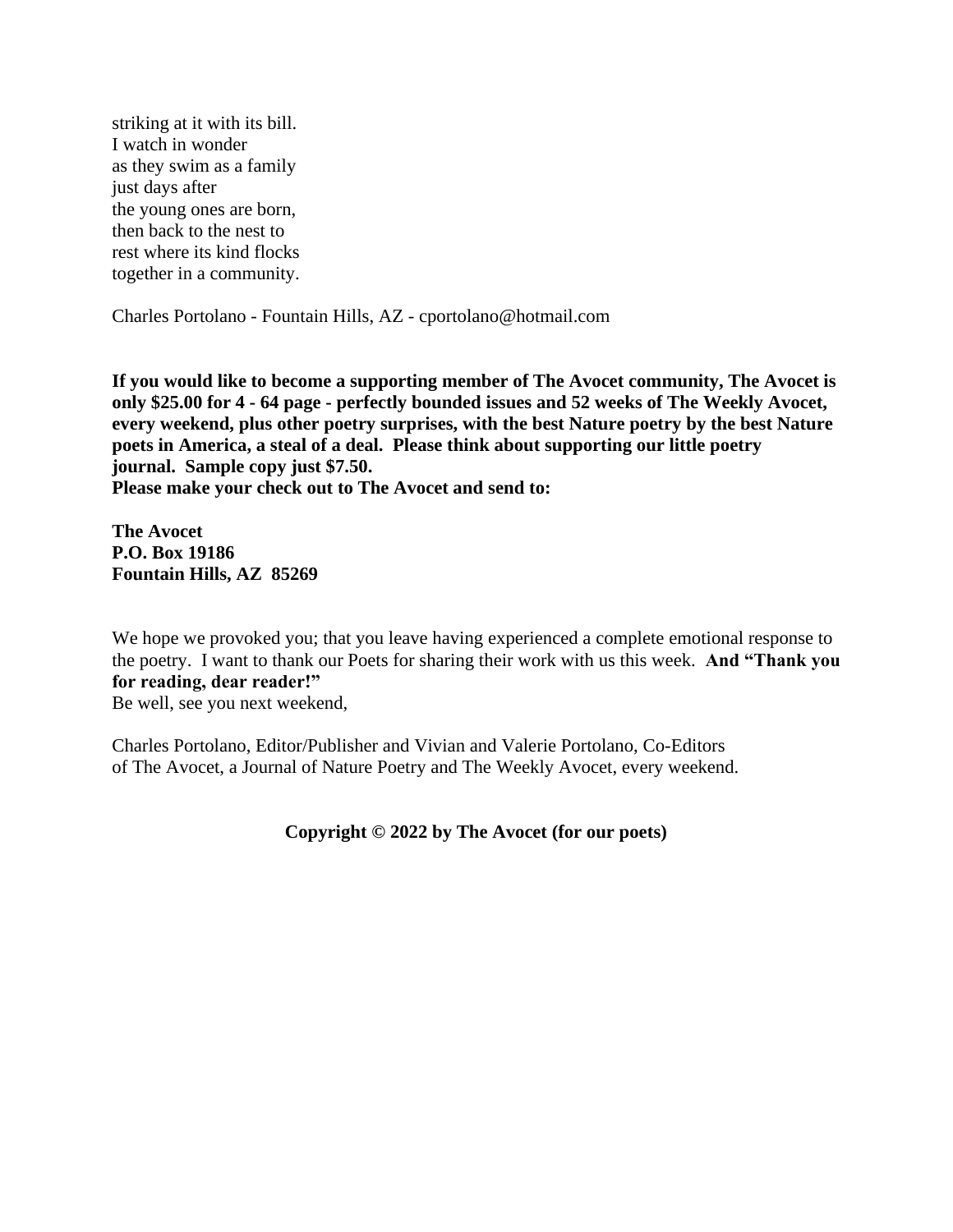striking at it with its bill.  
I watch in wonder  
as they swim as a family  
just days after  
the young ones are born,  
then back to the nest to  
rest where its kind flocks  
together in a community.

Charles Portolano - Fountain Hills, AZ - cportolano@hotmail.com

**If you would like to become a supporting member of The Avocet community, The Avocet is only $25.00 for 4 - 64 page - perfectly bounded issues and 52 weeks of The Weekly Avocet, every weekend, plus other poetry surprises, with the best Nature poetry by the best Nature poets in America, a steal of a deal. Please think about supporting our little poetry journal. Sample copy just $7.50.**  
**Please make your check out to The Avocet and send to:**

**The Avocet**  
**P.O. Box 19186**  
**Fountain Hills, AZ 85269**

We hope we provoked you; that you leave having experienced a complete emotional response to the poetry. I want to thank our Poets for sharing their work with us this week. **And "Thank you for reading, dear reader!"**  
Be well, see you next weekend,

Charles Portolano, Editor/Publisher and Vivian and Valerie Portolano, Co-Editors  
of The Avocet, a Journal of Nature Poetry and The Weekly Avocet, every weekend.

**Copyright © 2022 by The Avocet (for our poets)**